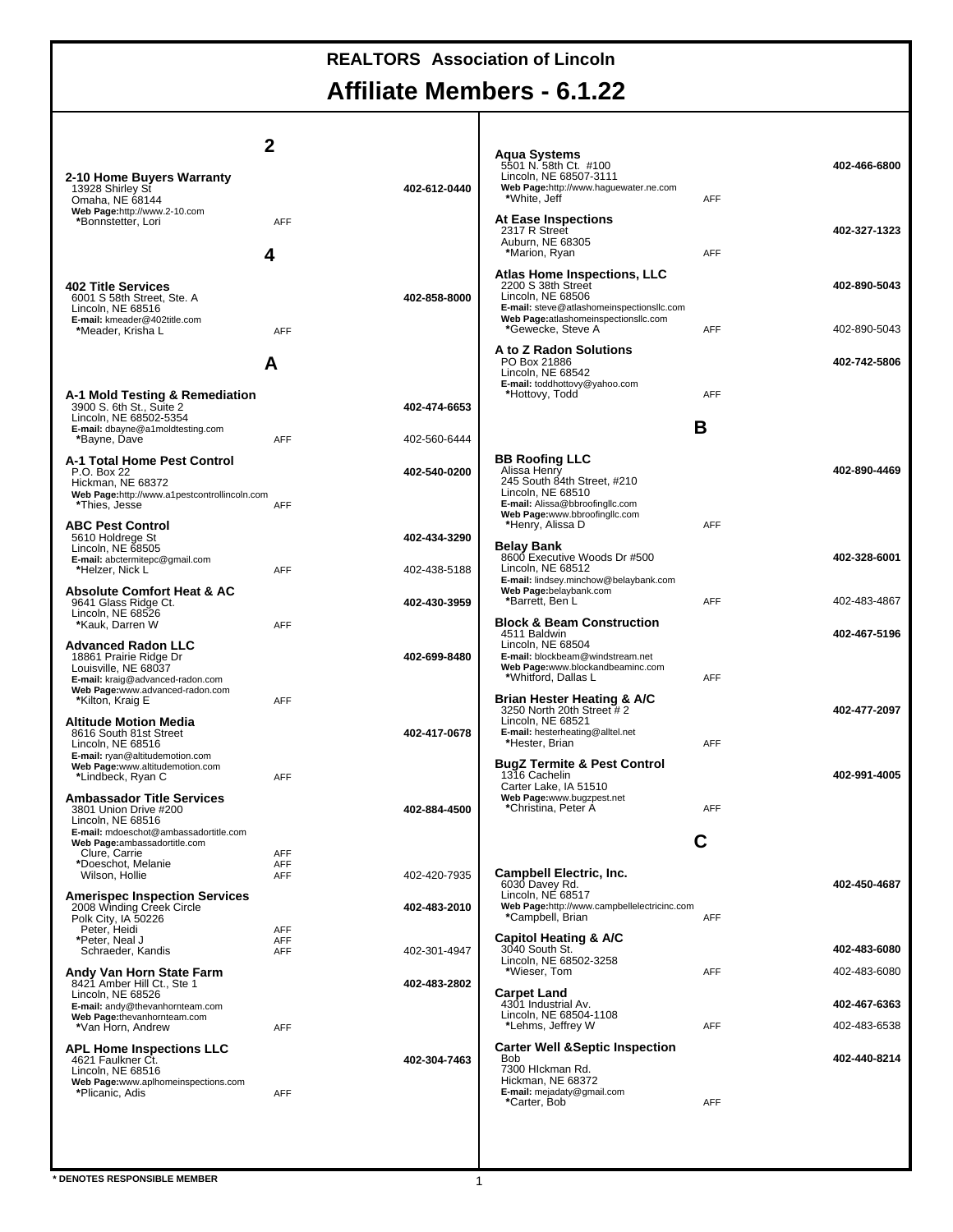# REALTORS Association of Lincoln

# Affiliate Members - 6.1.22

## 2

**2-10 Home Buyers Warranty** — **402-612-0440**
13928 Shirley St
Omaha, NE 68144
**Web Page:**http://www.2-10.com
*Bonnstetter, Lori — AFF

## 4

**402 Title Services** — **402-858-8000**
6001 S 58th Street, Ste. A
Lincoln, NE 68516
**E-mail:** kmeader@402title.com
*Meader, Krisha L — AFF

## A

**A-1 Mold Testing & Remediation** — **402-474-6653**
3900 S. 6th St., Suite 2
Lincoln, NE 68502-5354
**E-mail:** dbayne@a1moldtesting.com
*Bayne, Dave — AFF — 402-560-6444

**A-1 Total Home Pest Control** — **402-540-0200**
P.O. Box 22
Hickman, NE 68372
**Web Page:**http://www.a1pestcontrollincoln.com
*Thies, Jesse — AFF

**ABC Pest Control** — **402-434-3290**
5610 Holdrege St
Lincoln, NE 68505
**E-mail:** abctermitepc@gmail.com
*Helzer, Nick L — AFF — 402-438-5188

**Absolute Comfort Heat & AC** — **402-430-3959**
9641 Glass Ridge Ct.
Lincoln, NE 68526
*Kauk, Darren W — AFF

**Advanced Radon LLC** — **402-699-8480**
18861 Prairie Ridge Dr
Louisville, NE 68037
**E-mail:** kraig@advanced-radon.com
**Web Page:**www.advanced-radon.com
*Kilton, Kraig E — AFF

**Altitude Motion Media** — **402-417-0678**
8616 South 81st Street
Lincoln, NE 68516
**E-mail:** ryan@altitudemotion.com
**Web Page:**www.altitudemotion.com
*Lindbeck, Ryan C — AFF

**Ambassador Title Services** — **402-884-4500**
3801 Union Drive #200
Lincoln, NE 68516
**E-mail:** mdoeschot@ambassadortitle.com
**Web Page:**ambassadortitle.com
Clure, Carrie — AFF
*Doeschot, Melanie — AFF
Wilson, Hollie — AFF — 402-420-7935

**Amerispec Inspection Services** — **402-483-2010**
2008 Winding Creek Circle
Polk City, IA 50226
Peter, Heidi — AFF
*Peter, Neal J — AFF
Schraeder, Kandis — AFF — 402-301-4947

**Andy Van Horn State Farm** — **402-483-2802**
8421 Amber Hill Ct., Ste 1
Lincoln, NE 68526
**E-mail:** andy@thevanhornteam.com
**Web Page:**thevanhornteam.com
*Van Horn, Andrew — AFF

**APL Home Inspections LLC** — **402-304-7463**
4621 Faulkner Ct.
Lincoln, NE 68516
**Web Page:**www.aplhomeinspections.com
*Plicanic, Adis — AFF

**Aqua Systems** — **402-466-6800**
5501 N. 58th Ct. #100
Lincoln, NE 68507-3111
**Web Page:**http://www.haguewater.ne.com
*White, Jeff — AFF

**At Ease Inspections** — **402-327-1323**
2317 R Street
Auburn, NE 68305
*Marion, Ryan — AFF

**Atlas Home Inspections, LLC** — **402-890-5043**
2200 S 38th Street
Lincoln, NE 68506
**E-mail:** steve@atlashomeinspectionsllc.com
**Web Page:**atlashomeinspectionsllc.com
*Gewecke, Steve A — AFF — 402-890-5043

**A to Z Radon Solutions** — **402-742-5806**
PO Box 21886
Lincoln, NE 68542
**E-mail:** toddhottovy@yahoo.com
*Hottovy, Todd — AFF

## B

**BB Roofing LLC** — **402-890-4469**
Alissa Henry
245 South 84th Street, #210
Lincoln, NE 68510
**E-mail:** Alissa@bbroofingllc.com
**Web Page:**www.bbroofingllc.com
*Henry, Alissa D — AFF

**Belay Bank** — **402-328-6001**
8600 Executive Woods Dr #500
Lincoln, NE 68512
**E-mail:** lindsey.minchow@belaybank.com
**Web Page:**belaybank.com
*Barrett, Ben L — AFF — 402-483-4867

**Block & Beam Construction** — **402-467-5196**
4511 Baldwin
Lincoln, NE 68504
**E-mail:** blockbeam@windstream.net
**Web Page:**www.blockandbeaminc.com
*Whitford, Dallas L — AFF

**Brian Hester Heating & A/C** — **402-477-2097**
3250 North 20th Street # 2
Lincoln, NE 68521
**E-mail:** hesterheating@alltel.net
*Hester, Brian — AFF

**BugZ Termite & Pest Control** — **402-991-4005**
1316 Cachelin
Carter Lake, IA 51510
**Web Page:**www.bugzpest.net
*Christina, Peter A — AFF

## C

**Campbell Electric, Inc.** — **402-450-4687**
6030 Davey Rd.
Lincoln, NE 68517
**Web Page:**http://www.campbellelectricinc.com
*Campbell, Brian — AFF

**Capitol Heating & A/C** — **402-483-6080**
3040 South St.
Lincoln, NE 68502-3258
*Wieser, Tom — AFF — 402-483-6080

**Carpet Land** — **402-467-6363**
4301 Industrial Av.
Lincoln, NE 68504-1108
*Lehms, Jeffrey W — AFF — 402-483-6538

**Carter Well &Septic Inspection** — **402-440-8214**
Bob
7300 HIckman Rd.
Hickman, NE 68372
**E-mail:** mejadaty@gmail.com
*Carter, Bob — AFF

\* DENOTES RESPONSIBLE MEMBER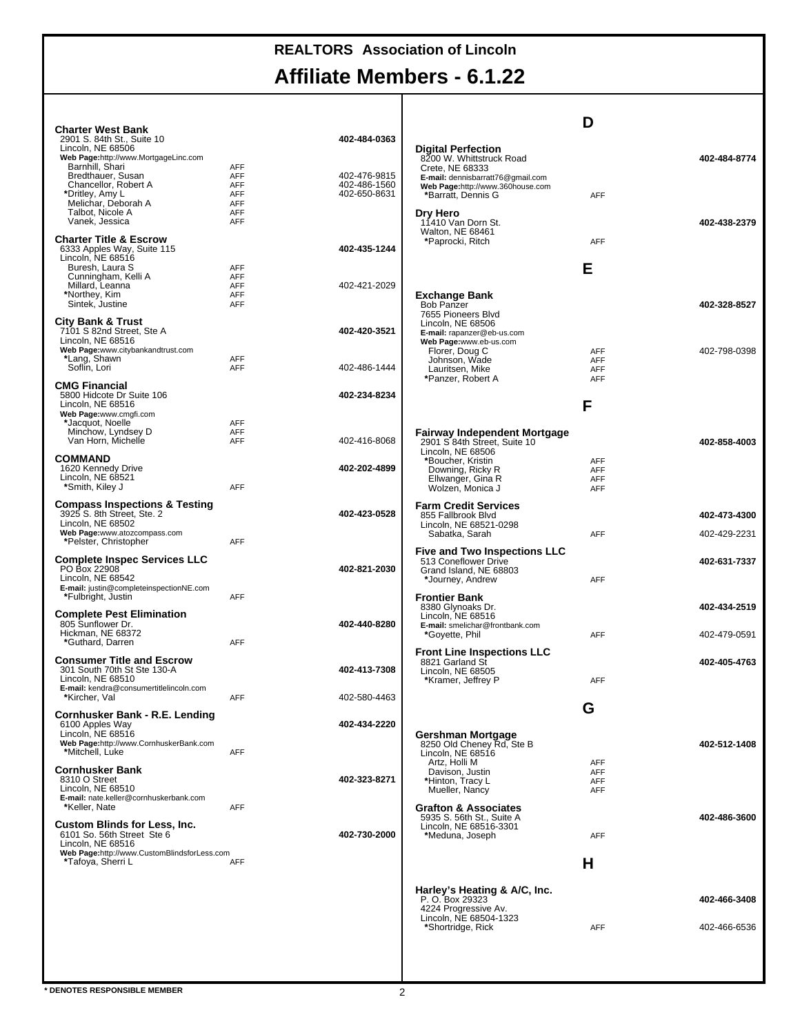# REALTORS Association of Lincoln

## Affiliate Members - 6.1.22

**Charter West Bank** — 402-484-0363
2901 S. 84th St., Suite 10
Lincoln, NE 68506
**Web Page:** http://www.MortgageLinc.com

| Name | Type | Phone |
|---|---|---|
| Barnhill, Shari | AFF | |
| Bredthauer, Susan | AFF | 402-476-9815 |
| Chancellor, Robert A | AFF | 402-486-1560 |
| *Dritley, Amy L | AFF | 402-650-8631 |
| Melichar, Deborah A | AFF | |
| Talbot, Nicole A | AFF | |
| Vanek, Jessica | AFF | |

**Charter Title & Escrow** — 402-435-1244
6333 Apples Way, Suite 115
Lincoln, NE 68516

| Name | Type | Phone |
|---|---|---|
| Buresh, Laura S | AFF | |
| Cunningham, Kelli A | AFF | |
| Millard, Leanna | AFF | 402-421-2029 |
| *Northey, Kim | AFF | |
| Sintek, Justine | AFF | |

**City Bank & Trust** — 402-420-3521
7101 S 82nd Street, Ste A
Lincoln, NE 68516
**Web Page:** www.citybankandtrust.com

| Name | Type | Phone |
|---|---|---|
| *Lang, Shawn | AFF | |
| Soflin, Lori | AFF | 402-486-1444 |

**CMG Financial** — 402-234-8234
5800 Hidcote Dr Suite 106
Lincoln, NE 68516
**Web Page:** www.cmgfi.com

| Name | Type | Phone |
|---|---|---|
| *Jacquot, Noelle | AFF | |
| Minchow, Lyndsey D | AFF | |
| Van Horn, Michelle | AFF | 402-416-8068 |

**COMMAND** — 402-202-4899
1620 Kennedy Drive
Lincoln, NE 68521
*Smith, Kiley J — AFF

**Compass Inspections & Testing** — 402-423-0528
3925 S. 8th Street, Ste. 2
Lincoln, NE 68502
**Web Page:** www.atozcompass.com
*Pelster, Christopher — AFF

**Complete Inspec Services LLC** — 402-821-2030
PO Box 22908
Lincoln, NE 68542
**E-mail:** justin@completeinspectionNE.com
*Fulbright, Justin — AFF

**Complete Pest Elimination** — 402-440-8280
805 Sunflower Dr.
Hickman, NE 68372
*Guthard, Darren — AFF

**Consumer Title and Escrow** — 402-413-7308
301 South 70th St Ste 130-A
Lincoln, NE 68510
**E-mail:** kendra@consumertitlelincoln.com
*Kircher, Val — AFF — 402-580-4463

**Cornhusker Bank - R.E. Lending** — 402-434-2220
6100 Apples Way
Lincoln, NE 68516
**Web Page:** http://www.CornhuskerBank.com
*Mitchell, Luke — AFF

**Cornhusker Bank** — 402-323-8271
8310 O Street
Lincoln, NE 68510
**E-mail:** nate.keller@cornhuskerbank.com
*Keller, Nate — AFF

**Custom Blinds for Less, Inc.** — 402-730-2000
6101 So. 56th Street Ste 6
Lincoln, NE 68516
**Web Page:** http://www.CustomBlindsforLess.com
*Tafoya, Sherri L — AFF

### D

**Digital Perfection** — 402-484-8774
8200 W. Whittstruck Road
Crete, NE 68333
**E-mail:** dennisbarratt76@gmail.com
**Web Page:** http://www.360house.com
*Barratt, Dennis G — AFF

**Dry Hero** — 402-438-2379
11410 Van Dorn St.
Walton, NE 68461
*Paprocki, Ritch — AFF

### E

**Exchange Bank** — 402-328-8527
Bob Panzer
7655 Pioneers Blvd
Lincoln, NE 68506
**E-mail:** rapanzer@eb-us.com
**Web Page:** www.eb-us.com

| Name | Type | Phone |
|---|---|---|
| Florer, Doug C | AFF | 402-798-0398 |
| Johnson, Wade | AFF | |
| Lauritsen, Mike | AFF | |
| *Panzer, Robert A | AFF | |

### F

**Fairway Independent Mortgage** — 402-858-4003
2901 S 84th Street, Suite 10
Lincoln, NE 68506

| Name | Type | Phone |
|---|---|---|
| *Boucher, Kristin | AFF | |
| Downing, Ricky R | AFF | |
| Ellwanger, Gina R | AFF | |
| Wolzen, Monica J | AFF | |

**Farm Credit Services** — 402-473-4300
855 Fallbrook Blvd
Lincoln, NE 68521-0298
Sabatka, Sarah — AFF — 402-429-2231

**Five and Two Inspections LLC** — 402-631-7337
513 Coneflower Drive
Grand Island, NE 68803
*Journey, Andrew — AFF

**Frontier Bank** — 402-434-2519
8380 Glynoaks Dr.
Lincoln, NE 68516
**E-mail:** smelichar@frontbank.com
*Goyette, Phil — AFF — 402-479-0591

**Front Line Inspections LLC** — 402-405-4763
8821 Garland St
Lincoln, NE 68505
*Kramer, Jeffrey P — AFF

### G

**Gershman Mortgage** — 402-512-1408
8250 Old Cheney Rd, Ste B
Lincoln, NE 68516

| Name | Type | Phone |
|---|---|---|
| Artz, Holli M | AFF | |
| Davison, Justin | AFF | |
| *Hinton, Tracy L | AFF | |
| Mueller, Nancy | AFF | |

**Grafton & Associates** — 402-486-3600
5935 S. 56th St., Suite A
Lincoln, NE 68516-3301
*Meduna, Joseph — AFF

### H

**Harley's Heating & A/C, Inc.** — 402-466-3408
P. O. Box 29323
4224 Progressive Av.
Lincoln, NE 68504-1323
*Shortridge, Rick — AFF — 402-466-6536

*** DENOTES RESPONSIBLE MEMBER**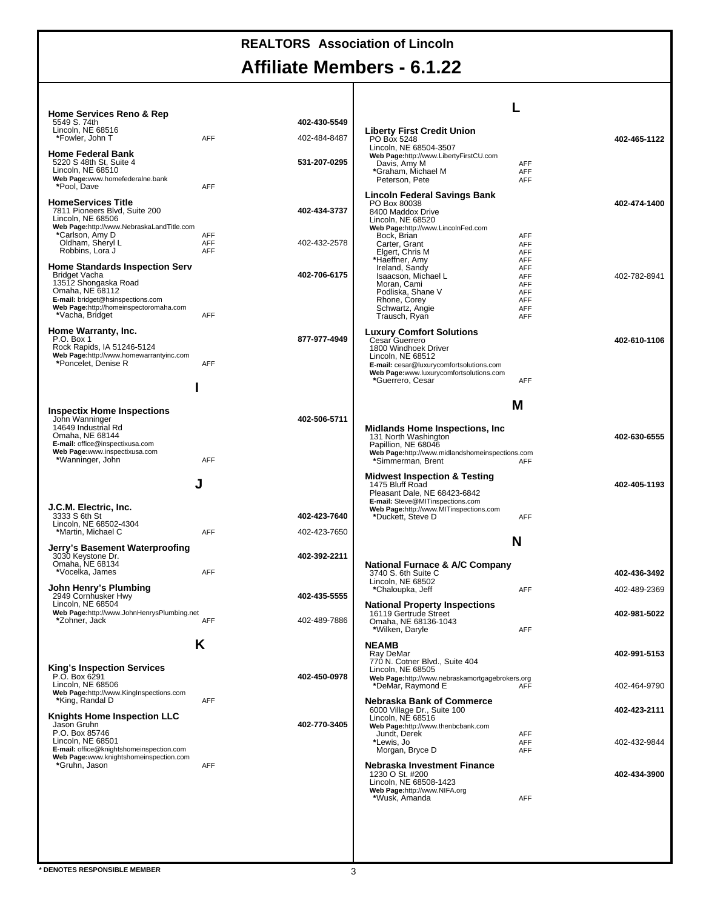# REALTORS Association of Lincoln

## Affiliate Members - 6.1.22

**Home Services Reno & Rep** — **402-430-5549**
5549 S. 74th
Lincoln, NE 68516
*Fowler, John T — AFF — 402-484-8487

**Home Federal Bank** — **531-207-0295**
5220 S 48th St, Suite 4
Lincoln, NE 68510
**Web Page:**www.homefederalne.bank
*Pool, Dave — AFF

**HomeServices Title** — **402-434-3737**
7811 Pioneers Blvd, Suite 200
Lincoln, NE 68506
**Web Page:**http://www.NebraskaLandTitle.com
*Carlson, Amy D — AFF
Oldham, Sheryl L — AFF — 402-432-2578
Robbins, Lora J — AFF

**Home Standards Inspection Serv** — **402-706-6175**
Bridget Vacha
13512 Shongaska Road
Omaha, NE 68112
**E-mail:** bridget@hsinspections.com
**Web Page:**http://homeinspectoromaha.com
*Vacha, Bridget — AFF

**Home Warranty, Inc.** — **877-977-4949**
P.O. Box 1
Rock Rapids, IA 51246-5124
**Web Page:**http://www.homewarrantyinc.com
*Poncelet, Denise R — AFF

### I

**Inspectix Home Inspections** — **402-506-5711**
John Wanninger
14649 Industrial Rd
Omaha, NE 68144
**E-mail:** office@inspectixusa.com
**Web Page:**www.inspectixusa.com
*Wanninger, John — AFF

### J

**J.C.M. Electric, Inc.** — **402-423-7640**
3333 S 6th St
Lincoln, NE 68502-4304
*Martin, Michael C — AFF — 402-423-7650

**Jerry's Basement Waterproofing** — **402-392-2211**
3030 Keystone Dr.
Omaha, NE 68134
*Vocelka, James — AFF

**John Henry's Plumbing** — **402-435-5555**
2949 Cornhusker Hwy
Lincoln, NE 68504
**Web Page:**http://www.JohnHenrysPlumbing.net
*Zohner, Jack — AFF — 402-489-7886

### K

**King's Inspection Services** — **402-450-0978**
P.O. Box 6291
Lincoln, NE 68506
**Web Page:**http://www.KingInspections.com
*King, Randal D — AFF

**Knights Home Inspection LLC** — **402-770-3405**
Jason Gruhn
P.O. Box 85746
Lincoln, NE 68501
**E-mail:** office@knightshomeinspection.com
**Web Page:**www.knightshomeinspection.com
*Gruhn, Jason — AFF

### L

**Liberty First Credit Union** — **402-465-1122**
PO Box 5248
Lincoln, NE 68504-3507
**Web Page:**http://www.LibertyFirstCU.com
Davis, Amy M — AFF
*Graham, Michael M — AFF
Peterson, Pete — AFF

**Lincoln Federal Savings Bank** — **402-474-1400**
PO Box 80038
8400 Maddox Drive
Lincoln, NE 68520
**Web Page:**http://www.LincolnFed.com
Bock, Brian — AFF
Carter, Grant — AFF
Elgert, Chris M — AFF
*Haeffner, Amy — AFF
Ireland, Sandy — AFF
Isaacson, Michael L — AFF — 402-782-8941
Moran, Cami — AFF
Podliska, Shane V — AFF
Rhone, Corey — AFF
Schwartz, Angie — AFF
Trausch, Ryan — AFF

**Luxury Comfort Solutions** — **402-610-1106**
Cesar Guerrero
1800 Windhoek Driver
Lincoln, NE 68512
**E-mail:** cesar@luxurycomfortsolutions.com
**Web Page:**www.luxurycomfortsolutions.com
*Guerrero, Cesar — AFF

### M

**Midlands Home Inspections, Inc** — **402-630-6555**
131 North Washington
Papillion, NE 68046
**Web Page:**http://www.midlandshomeinspections.com
*Simmerman, Brent — AFF

**Midwest Inspection & Testing** — **402-405-1193**
1475 Bluff Road
Pleasant Dale, NE 68423-6842
**E-mail:** Steve@MITinspections.com
**Web Page:**http://www.MITinspections.com
*Duckett, Steve D — AFF

### N

**National Furnace & A/C Company** — **402-436-3492**
3740 S. 6th Suite C
Lincoln, NE 68502
*Chaloupka, Jeff — AFF — 402-489-2369

**National Property Inspections** — **402-981-5022**
16119 Gertrude Street
Omaha, NE 68136-1043
*Wilken, Daryle — AFF

**NEAMB** — **402-991-5153**
Ray DeMar
770 N. Cotner Blvd., Suite 404
Lincoln, NE 68505
**Web Page:**http://www.nebraskamortgagebrokers.org
*DeMar, Raymond E — AFF — 402-464-9790

**Nebraska Bank of Commerce** — **402-423-2111**
6000 Village Dr., Suite 100
Lincoln, NE 68516
**Web Page:**http://www.thenbcbank.com
Jundt, Derek — AFF
*Lewis, Jo — AFF — 402-432-9844
Morgan, Bryce D — AFF

**Nebraska Investment Finance** — **402-434-3900**
1230 O St. #200
Lincoln, NE 68508-1423
**Web Page:**http://www.NIFA.org
*Wusk, Amanda — AFF

\* DENOTES RESPONSIBLE MEMBER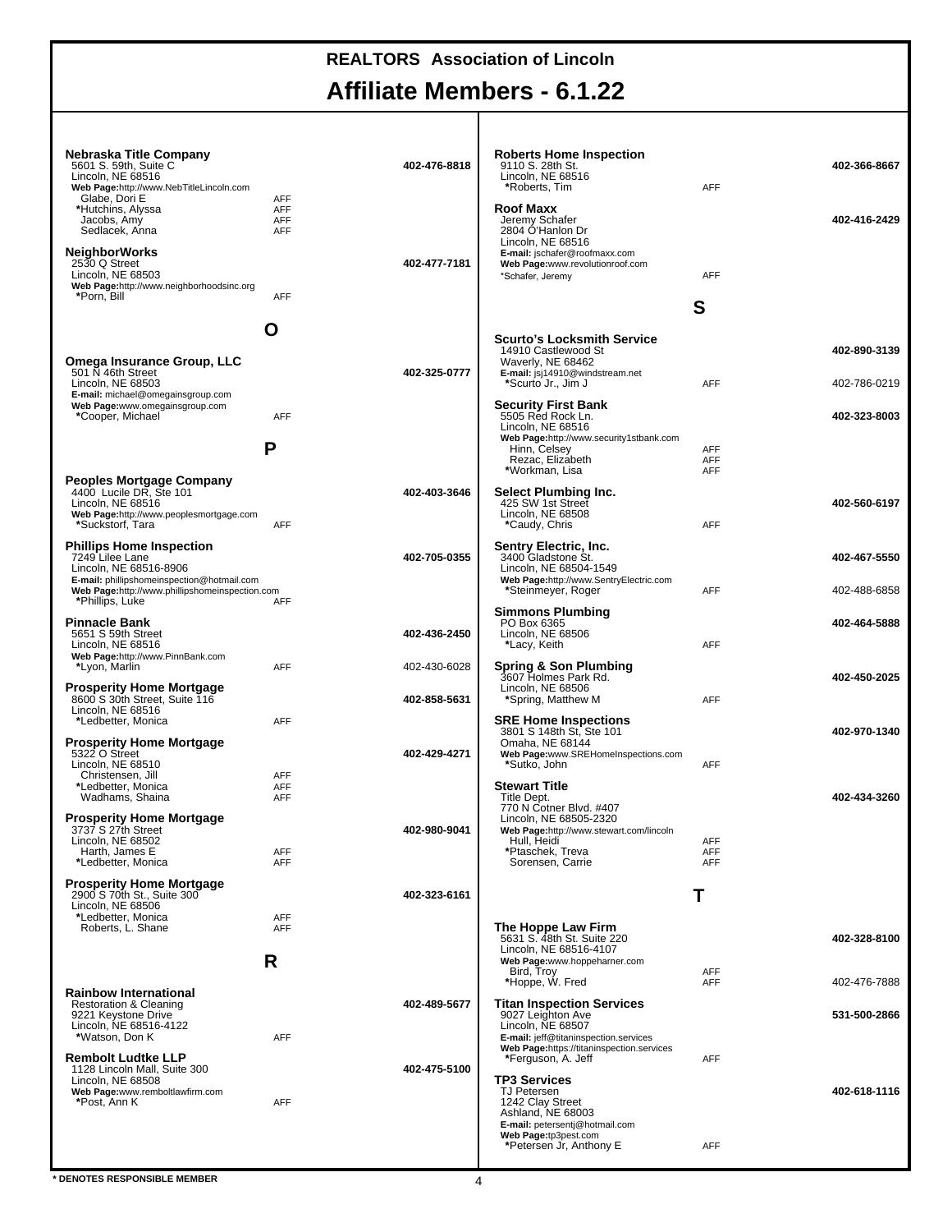# REALTORS Association of Lincoln

# Affiliate Members - 6.1.22

**Nebraska Title Company** — **402-476-8818**
5601 S. 59th, Suite C
Lincoln, NE 68516
**Web Page:**http://www.NebTitleLincoln.com
Glabe, Dori E — AFF
*Hutchins, Alyssa — AFF
Jacobs, Amy — AFF
Sedlacek, Anna — AFF

**NeighborWorks** — **402-477-7181**
2530 Q Street
Lincoln, NE 68503
**Web Page:**http://www.neighborhoodsinc.org
*Porn, Bill — AFF

## O

**Omega Insurance Group, LLC** — **402-325-0777**
501 N 46th Street
Lincoln, NE 68503
**E-mail:** michael@omegainsgroup.com
**Web Page:**www.omegainsgroup.com
*Cooper, Michael — AFF

## P

**Peoples Mortgage Company** — **402-403-3646**
4400 Lucile DR, Ste 101
Lincoln, NE 68516
**Web Page:**http://www.peoplesmortgage.com
*Suckstorf, Tara — AFF

**Phillips Home Inspection** — **402-705-0355**
7249 Lilee Lane
Lincoln, NE 68516-8906
**E-mail:** phillipshomeinspection@hotmail.com
**Web Page:**http://www.phillipshomeinspection.com
*Phillips, Luke — AFF

**Pinnacle Bank** — **402-436-2450**
5651 S 59th Street
Lincoln, NE 68516
**Web Page:**http://www.PinnBank.com
*Lyon, Marlin — AFF — 402-430-6028

**Prosperity Home Mortgage** — **402-858-5631**
8600 S 30th Street, Suite 116
Lincoln, NE 68516
*Ledbetter, Monica — AFF

**Prosperity Home Mortgage** — **402-429-4271**
5322 O Street
Lincoln, NE 68510
Christensen, Jill — AFF
*Ledbetter, Monica — AFF
Wadhams, Shaina — AFF

**Prosperity Home Mortgage** — **402-980-9041**
3737 S 27th Street
Lincoln, NE 68502
Harth, James E — AFF
*Ledbetter, Monica — AFF

**Prosperity Home Mortgage** — **402-323-6161**
2900 S 70th St., Suite 300
Lincoln, NE 68506
*Ledbetter, Monica — AFF
Roberts, L. Shane — AFF

## R

**Rainbow International** — **402-489-5677**
Restoration & Cleaning
9221 Keystone Drive
Lincoln, NE 68516-4122
*Watson, Don K — AFF

**Rembolt Ludtke LLP** — **402-475-5100**
1128 Lincoln Mall, Suite 300
Lincoln, NE 68508
**Web Page:**www.remboltlawfirm.com
*Post, Ann K — AFF

**Roberts Home Inspection** — **402-366-8667**
9110 S. 28th St.
Lincoln, NE 68516
*Roberts, Tim — AFF

**Roof Maxx** — **402-416-2429**
Jeremy Schafer
2804 O'Hanlon Dr
Lincoln, NE 68516
**E-mail:** jschafer@roofmaxx.com
**Web Page:**www.revolutionroof.com
*Schafer, Jeremy — AFF

## S

**Scurto's Locksmith Service** — **402-890-3139**
14910 Castlewood St
Waverly, NE 68462
**E-mail:** jsj14910@windstream.net
*Scurto Jr., Jim J — AFF — 402-786-0219

**Security First Bank** — **402-323-8003**
5505 Red Rock Ln.
Lincoln, NE 68516
**Web Page:**http://www.security1stbank.com
Hinn, Celsey — AFF
Rezac, Elizabeth — AFF
*Workman, Lisa — AFF

**Select Plumbing Inc.** — **402-560-6197**
425 SW 1st Street
Lincoln, NE 68508
*Caudy, Chris — AFF

**Sentry Electric, Inc.** — **402-467-5550**
3400 Gladstone St.
Lincoln, NE 68504-1549
**Web Page:**http://www.SentryElectric.com
*Steinmeyer, Roger — AFF — 402-488-6858

**Simmons Plumbing** — **402-464-5888**
PO Box 6365
Lincoln, NE 68506
*Lacy, Keith — AFF

**Spring & Son Plumbing** — **402-450-2025**
3607 Holmes Park Rd.
Lincoln, NE 68506
*Spring, Matthew M — AFF

**SRE Home Inspections** — **402-970-1340**
3801 S 148th St, Ste 101
Omaha, NE 68144
**Web Page:**www.SREHomeInspections.com
*Sutko, John — AFF

**Stewart Title** — **402-434-3260**
Title Dept.
770 N Cotner Blvd. #407
Lincoln, NE 68505-2320
**Web Page:**http://www.stewart.com/lincoln
Hull, Heidi — AFF
*Ptaschek, Treva — AFF
Sorensen, Carrie — AFF

## T

**The Hoppe Law Firm** — **402-328-8100**
5631 S. 48th St. Suite 220
Lincoln, NE 68516-4107
**Web Page:**www.hoppeharner.com
Bird, Troy — AFF
*Hoppe, W. Fred — AFF — 402-476-7888

**Titan Inspection Services** — **531-500-2866**
9027 Leighton Ave
Lincoln, NE 68507
**E-mail:** jeff@titaninspection.services
**Web Page:**https://titaninspection.services
*Ferguson, A. Jeff — AFF

**TP3 Services** — **402-618-1116**
TJ Petersen
1242 Clay Street
Ashland, NE 68003
**E-mail:** petersentj@hotmail.com
**Web Page:**tp3pest.com
*Petersen Jr, Anthony E — AFF

**\* DENOTES RESPONSIBLE MEMBER**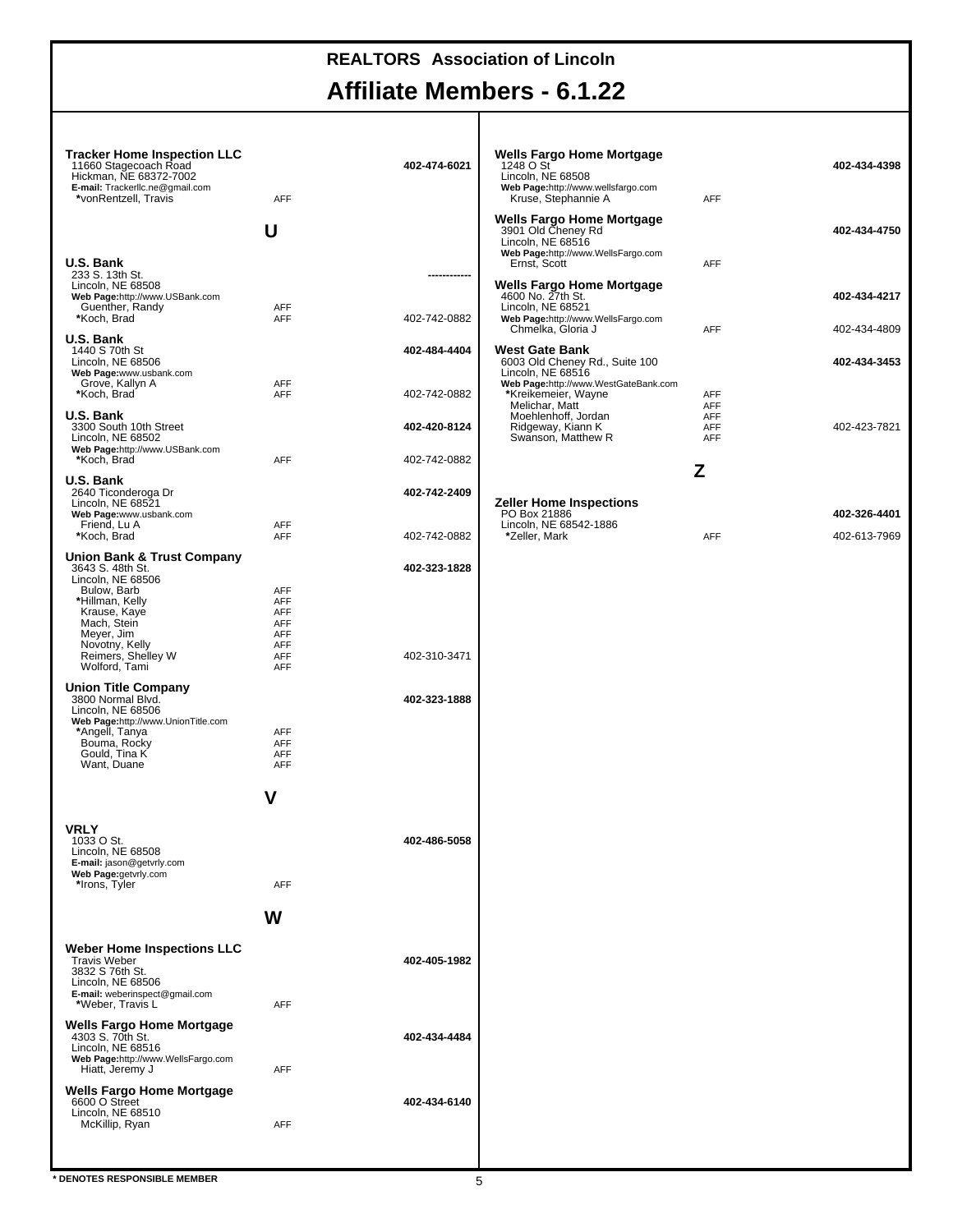# REALTORS Association of Lincoln

## Affiliate Members - 6.1.22

**Tracker Home Inspection LLC** — **402-474-6021**
11660 Stagecoach Road
Hickman, NE 68372-7002
**E-mail:** Trackerllc.ne@gmail.com
*vonRentzell, Travis — AFF

### U

**U.S. Bank** — ------------
233 S. 13th St.
Lincoln, NE 68508
**Web Page:**http://www.USBank.com
Guenther, Randy — AFF
*Koch, Brad — AFF — 402-742-0882

**U.S. Bank** — **402-484-4404**
1440 S 70th St
Lincoln, NE 68506
**Web Page:**www.usbank.com
Grove, Kallyn A — AFF
*Koch, Brad — AFF — 402-742-0882

**U.S. Bank** — **402-420-8124**
3300 South 10th Street
Lincoln, NE 68502
**Web Page:**http://www.USBank.com
*Koch, Brad — AFF — 402-742-0882

**U.S. Bank** — **402-742-2409**
2640 Ticonderoga Dr
Lincoln, NE 68521
**Web Page:**www.usbank.com
Friend, Lu A — AFF
*Koch, Brad — AFF — 402-742-0882

**Union Bank & Trust Company** — **402-323-1828**
3643 S. 48th St.
Lincoln, NE 68506
Bulow, Barb — AFF
*Hillman, Kelly — AFF
Krause, Kaye — AFF
Mach, Stein — AFF
Meyer, Jim — AFF
Novotny, Kelly — AFF
Reimers, Shelley W — AFF — 402-310-3471
Wolford, Tami — AFF

**Union Title Company** — **402-323-1888**
3800 Normal Blvd.
Lincoln, NE 68506
**Web Page:**http://www.UnionTitle.com
*Angell, Tanya — AFF
Bouma, Rocky — AFF
Gould, Tina K — AFF
Want, Duane — AFF

### V

**VRLY** — **402-486-5058**
1033 O St.
Lincoln, NE 68508
**E-mail:** jason@getvrly.com
**Web Page:**getvrly.com
*Irons, Tyler — AFF

### W

**Weber Home Inspections LLC** — **402-405-1982**
Travis Weber
3832 S 76th St.
Lincoln, NE 68506
**E-mail:** weberinspect@gmail.com
*Weber, Travis L — AFF

**Wells Fargo Home Mortgage** — **402-434-4484**
4303 S. 70th St.
Lincoln, NE 68516
**Web Page:**http://www.WellsFargo.com
Hiatt, Jeremy J — AFF

**Wells Fargo Home Mortgage** — **402-434-6140**
6600 O Street
Lincoln, NE 68510
McKillip, Ryan — AFF

**Wells Fargo Home Mortgage** — **402-434-4398**
1248 O St
Lincoln, NE 68508
**Web Page:**http://www.wellsfargo.com
Kruse, Stephannie A — AFF

**Wells Fargo Home Mortgage** — **402-434-4750**
3901 Old Cheney Rd
Lincoln, NE 68516
**Web Page:**http://www.WellsFargo.com
Ernst, Scott — AFF

**Wells Fargo Home Mortgage** — **402-434-4217**
4600 No. 27th St.
Lincoln, NE 68521
**Web Page:**http://www.WellsFargo.com
Chmelka, Gloria J — AFF — 402-434-4809

**West Gate Bank** — **402-434-3453**
6003 Old Cheney Rd., Suite 100
Lincoln, NE 68516
**Web Page:**http://www.WestGateBank.com
*Kreikemeier, Wayne — AFF
Melichar, Matt — AFF
Moehlenhoff, Jordan — AFF
Ridgeway, Kiann K — AFF — 402-423-7821
Swanson, Matthew R — AFF

### Z

**Zeller Home Inspections** — **402-326-4401**
PO Box 21886
Lincoln, NE 68542-1886
*Zeller, Mark — AFF — 402-613-7969

**\* DENOTES RESPONSIBLE MEMBER**